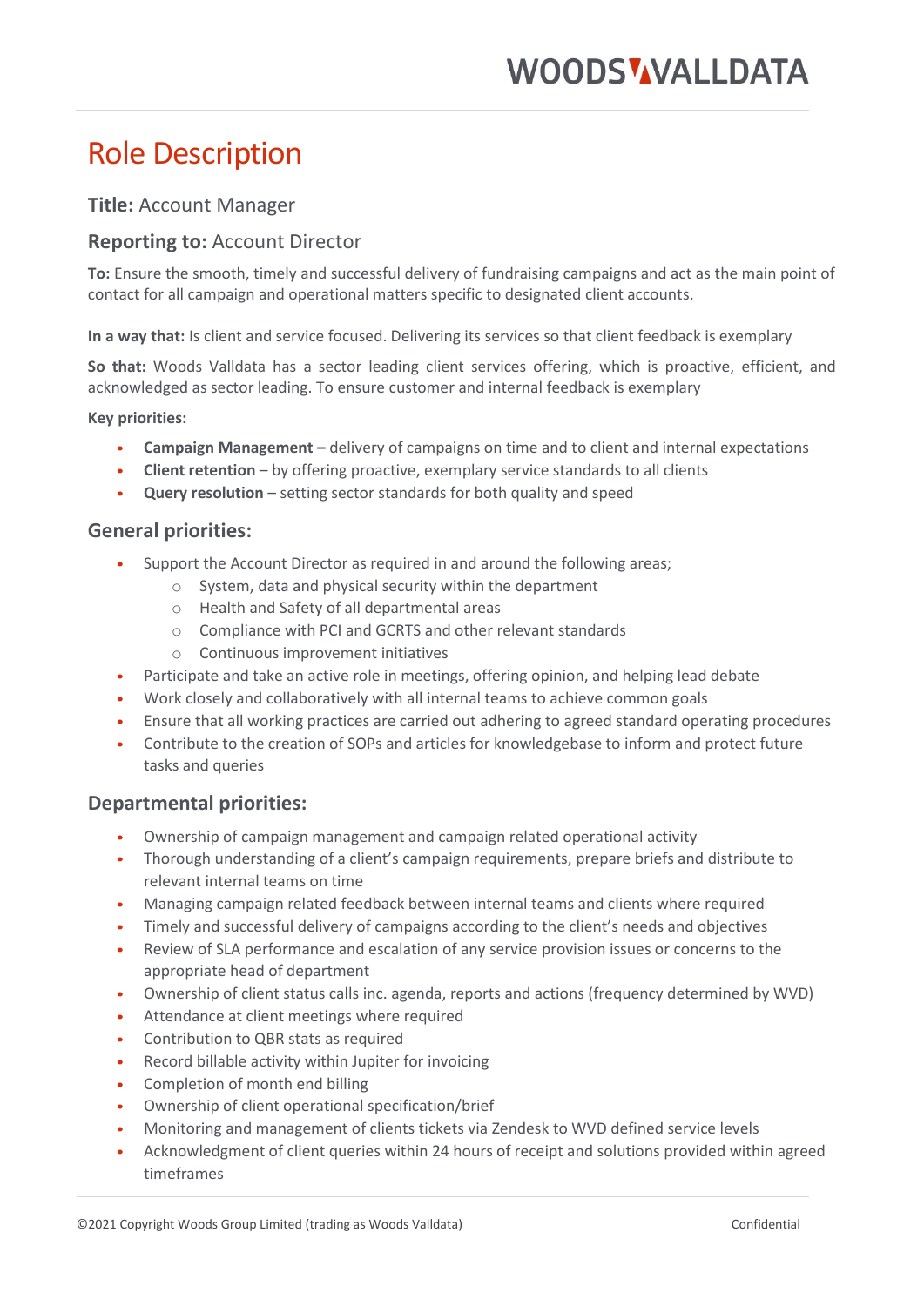# Role Description

## **Title:** Account Manager

## **Reporting to:** Account Director

**To:** Ensure the smooth, timely and successful delivery of fundraising campaigns and act as the main point of contact for all campaign and operational matters specific to designated client accounts.

**In a way that:** Is client and service focused. Delivering its services so that client feedback is exemplary

**So that:** Woods Valldata has a sector leading client services offering, which is proactive, efficient, and acknowledged as sector leading. To ensure customer and internal feedback is exemplary

**Key priorities:**

- **Campaign Management –** delivery of campaigns on time and to client and internal expectations
- **Client retention** – by offering proactive, exemplary service standards to all clients
- **Query resolution** – setting sector standards for both quality and speed

## General priorities:

- Support the Account Director as required in and around the following areas;
  - System, data and physical security within the department
  - Health and Safety of all departmental areas
  - Compliance with PCI and GCRTS and other relevant standards
  - Continuous improvement initiatives
- Participate and take an active role in meetings, offering opinion, and helping lead debate
- Work closely and collaboratively with all internal teams to achieve common goals
- Ensure that all working practices are carried out adhering to agreed standard operating procedures
- Contribute to the creation of SOPs and articles for knowledgebase to inform and protect future tasks and queries

## Departmental priorities:

- Ownership of campaign management and campaign related operational activity
- Thorough understanding of a client's campaign requirements, prepare briefs and distribute to relevant internal teams on time
- Managing campaign related feedback between internal teams and clients where required
- Timely and successful delivery of campaigns according to the client's needs and objectives
- Review of SLA performance and escalation of any service provision issues or concerns to the appropriate head of department
- Ownership of client status calls inc. agenda, reports and actions (frequency determined by WVD)
- Attendance at client meetings where required
- Contribution to QBR stats as required
- Record billable activity within Jupiter for invoicing
- Completion of month end billing
- Ownership of client operational specification/brief
- Monitoring and management of clients tickets via Zendesk to WVD defined service levels
- Acknowledgment of client queries within 24 hours of receipt and solutions provided within agreed timeframes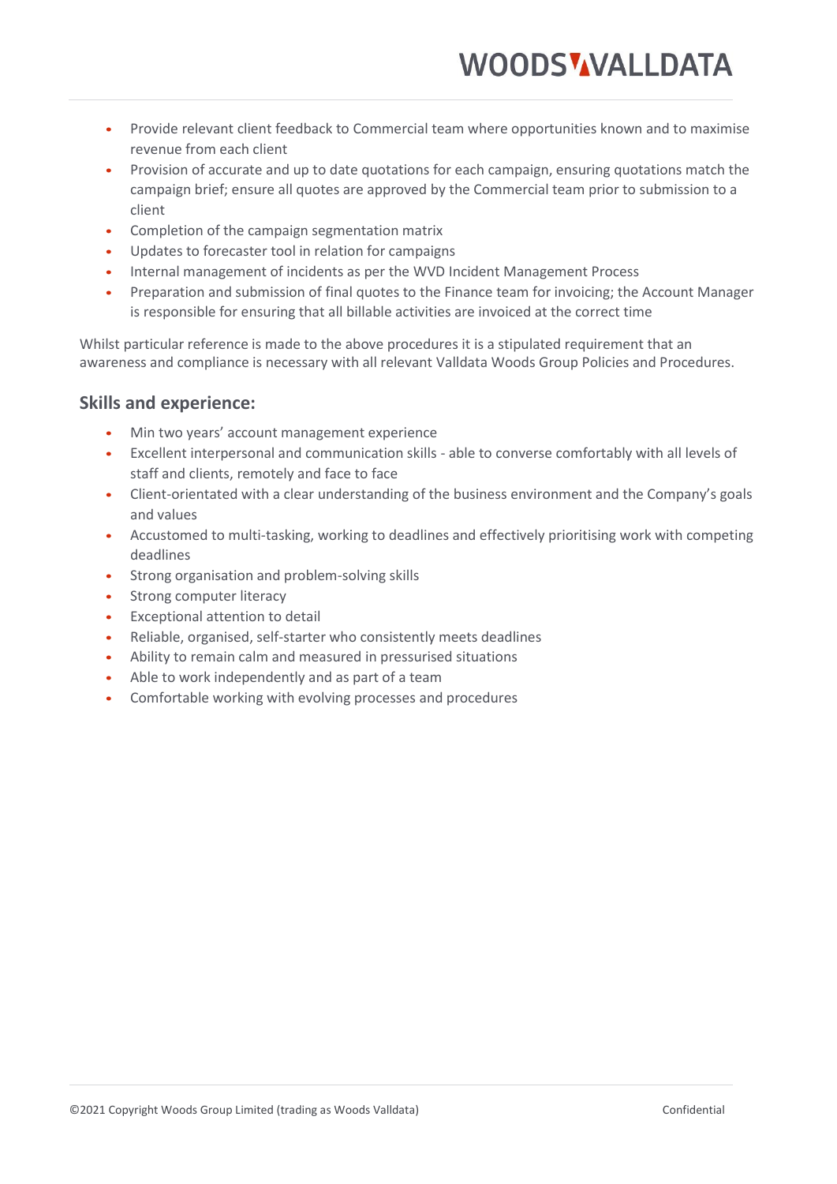- Provide relevant client feedback to Commercial team where opportunities known and to maximise revenue from each client
- Provision of accurate and up to date quotations for each campaign, ensuring quotations match the campaign brief; ensure all quotes are approved by the Commercial team prior to submission to a client
- Completion of the campaign segmentation matrix
- Updates to forecaster tool in relation for campaigns
- Internal management of incidents as per the WVD Incident Management Process
- Preparation and submission of final quotes to the Finance team for invoicing; the Account Manager is responsible for ensuring that all billable activities are invoiced at the correct time

Whilst particular reference is made to the above procedures it is a stipulated requirement that an awareness and compliance is necessary with all relevant Valldata Woods Group Policies and Procedures.

## Skills and experience:

- Min two years' account management experience
- Excellent interpersonal and communication skills - able to converse comfortably with all levels of staff and clients, remotely and face to face
- Client-orientated with a clear understanding of the business environment and the Company's goals and values
- Accustomed to multi-tasking, working to deadlines and effectively prioritising work with competing deadlines
- Strong organisation and problem-solving skills
- Strong computer literacy
- Exceptional attention to detail
- Reliable, organised, self-starter who consistently meets deadlines
- Ability to remain calm and measured in pressurised situations
- Able to work independently and as part of a team
- Comfortable working with evolving processes and procedures